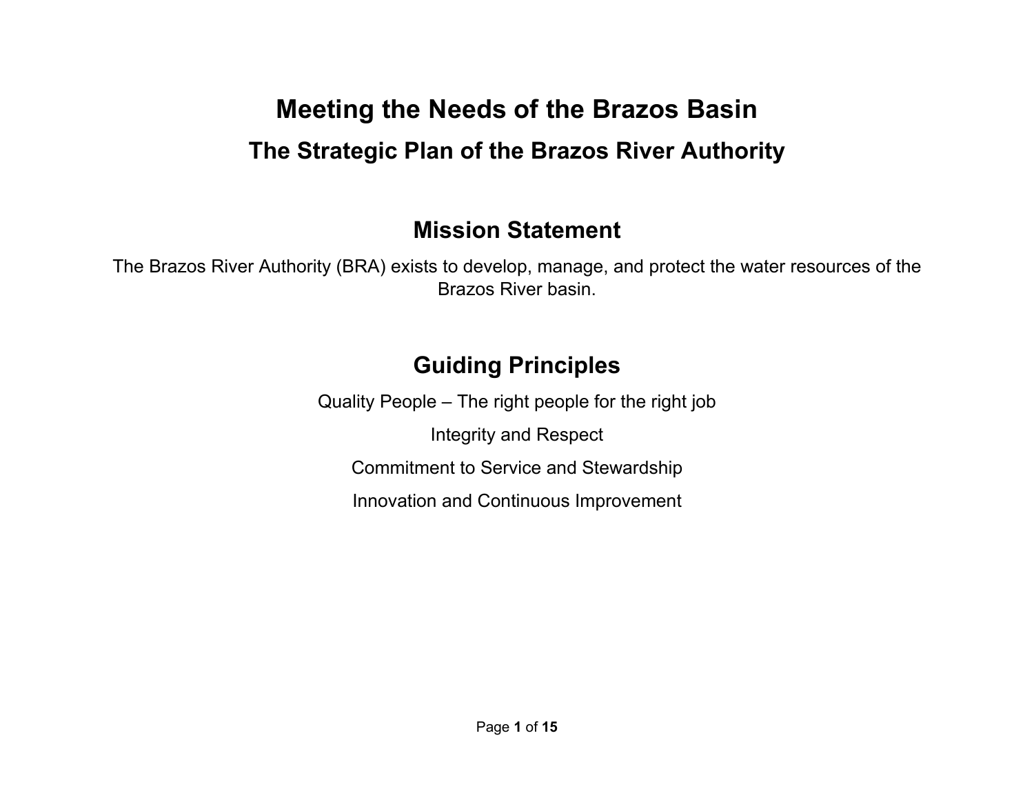# Meeting the Needs of the Brazos Basin

## The Strategic Plan of the Brazos River Authority

## Mission Statement

The Brazos River Authority (BRA) exists to develop, manage, and protect the water resources of the Brazos River basin.

## Guiding Principles

Quality People – The right people for the right job

Integrity and Respect

Commitment to Service and Stewardship

Innovation and Continuous Improvement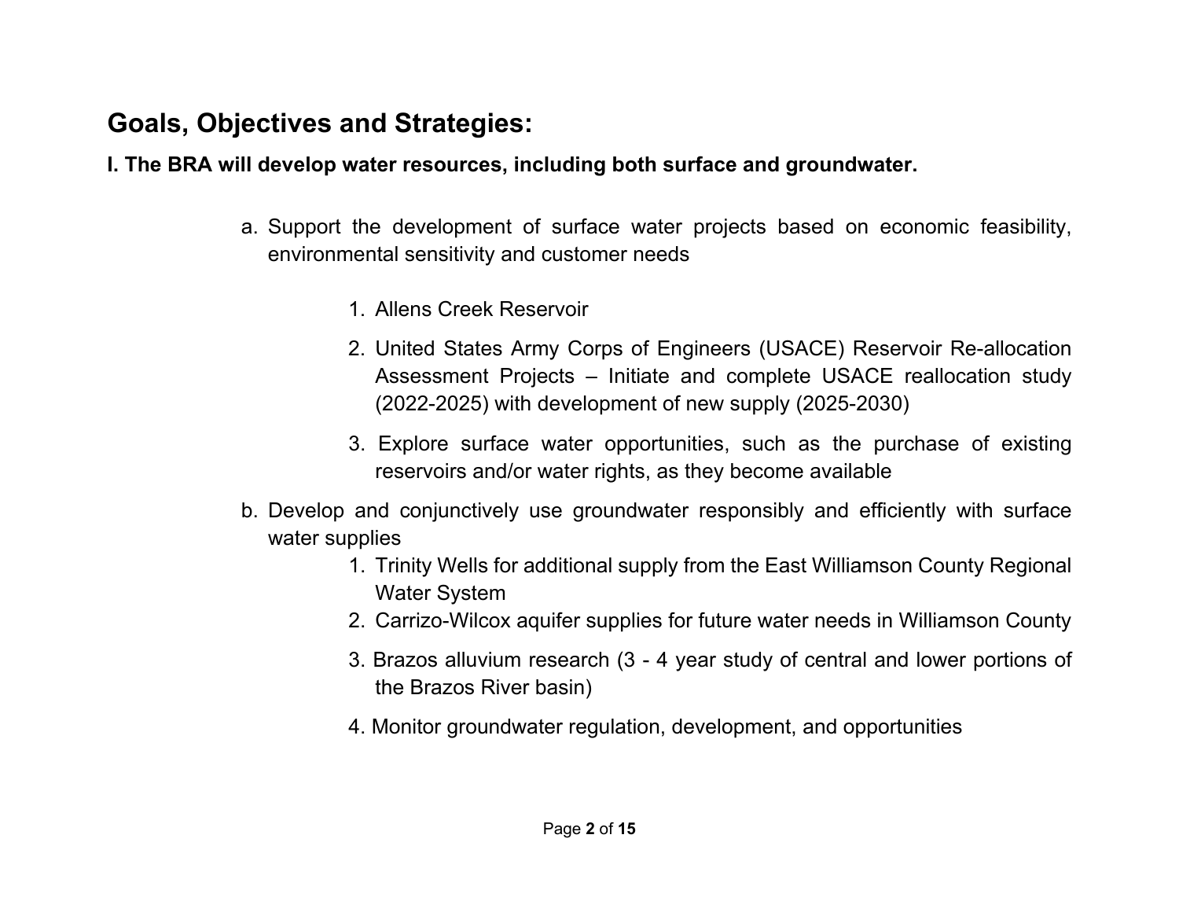## Goals, Objectives and Strategies:

**I. The BRA will develop water resources, including both surface and groundwater.**

a. Support the development of surface water projects based on economic feasibility, environmental sensitivity and customer needs

    1. Allens Creek Reservoir
    2. United States Army Corps of Engineers (USACE) Reservoir Re-allocation Assessment Projects – Initiate and complete USACE reallocation study (2022-2025) with development of new supply (2025-2030)
    3. Explore surface water opportunities, such as the purchase of existing reservoirs and/or water rights, as they become available

b. Develop and conjunctively use groundwater responsibly and efficiently with surface water supplies

    1. Trinity Wells for additional supply from the East Williamson County Regional Water System
    2. Carrizo-Wilcox aquifer supplies for future water needs in Williamson County
    3. Brazos alluvium research (3 - 4 year study of central and lower portions of the Brazos River basin)
    4. Monitor groundwater regulation, development, and opportunities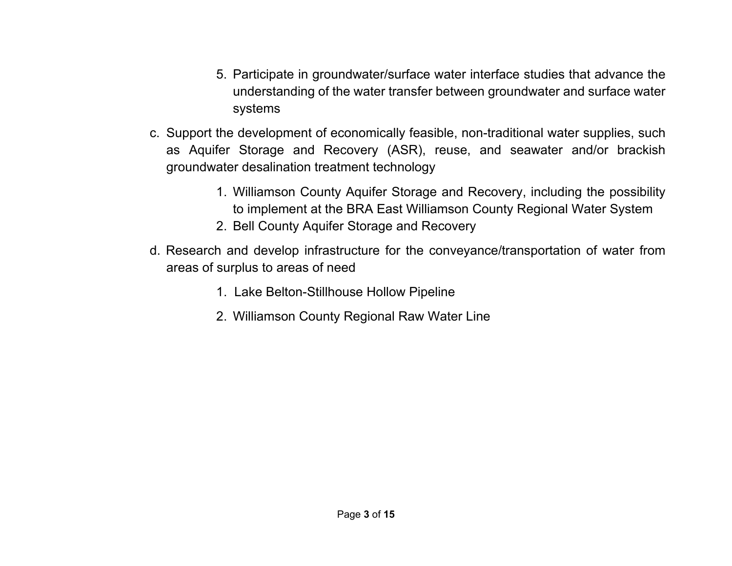5. Participate in groundwater/surface water interface studies that advance the understanding of the water transfer between groundwater and surface water systems

c. Support the development of economically feasible, non-traditional water supplies, such as Aquifer Storage and Recovery (ASR), reuse, and seawater and/or brackish groundwater desalination treatment technology

1. Williamson County Aquifer Storage and Recovery, including the possibility to implement at the BRA East Williamson County Regional Water System
2. Bell County Aquifer Storage and Recovery

d. Research and develop infrastructure for the conveyance/transportation of water from areas of surplus to areas of need

1. Lake Belton-Stillhouse Hollow Pipeline
2. Williamson County Regional Raw Water Line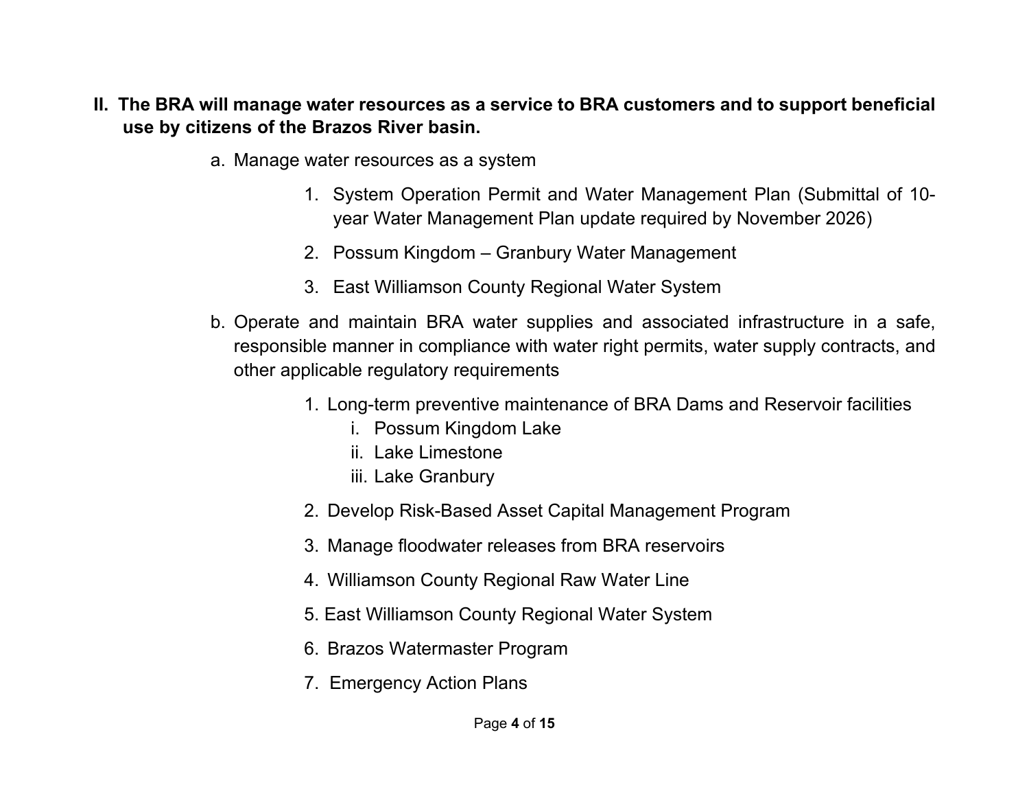**II. The BRA will manage water resources as a service to BRA customers and to support beneficial use by citizens of the Brazos River basin.**

a. Manage water resources as a system

1. System Operation Permit and Water Management Plan (Submittal of 10-year Water Management Plan update required by November 2026)
2. Possum Kingdom – Granbury Water Management
3. East Williamson County Regional Water System

b. Operate and maintain BRA water supplies and associated infrastructure in a safe, responsible manner in compliance with water right permits, water supply contracts, and other applicable regulatory requirements

1. Long-term preventive maintenance of BRA Dams and Reservoir facilities
   - i. Possum Kingdom Lake
   - ii. Lake Limestone
   - iii. Lake Granbury
2. Develop Risk-Based Asset Capital Management Program
3. Manage floodwater releases from BRA reservoirs
4. Williamson County Regional Raw Water Line
5. East Williamson County Regional Water System
6. Brazos Watermaster Program
7. Emergency Action Plans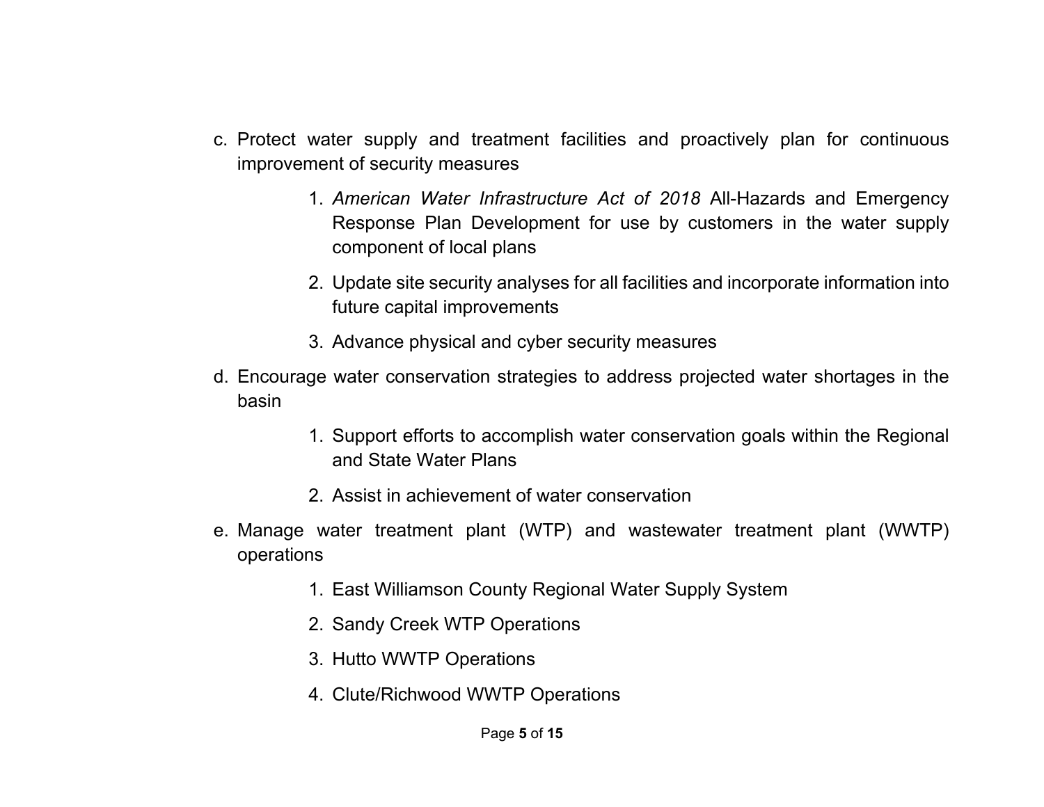c. Protect water supply and treatment facilities and proactively plan for continuous improvement of security measures

    1. *American Water Infrastructure Act of 2018* All-Hazards and Emergency Response Plan Development for use by customers in the water supply component of local plans
    2. Update site security analyses for all facilities and incorporate information into future capital improvements
    3. Advance physical and cyber security measures

d. Encourage water conservation strategies to address projected water shortages in the basin

    1. Support efforts to accomplish water conservation goals within the Regional and State Water Plans
    2. Assist in achievement of water conservation

e. Manage water treatment plant (WTP) and wastewater treatment plant (WWTP) operations

    1. East Williamson County Regional Water Supply System
    2. Sandy Creek WTP Operations
    3. Hutto WWTP Operations
    4. Clute/Richwood WWTP Operations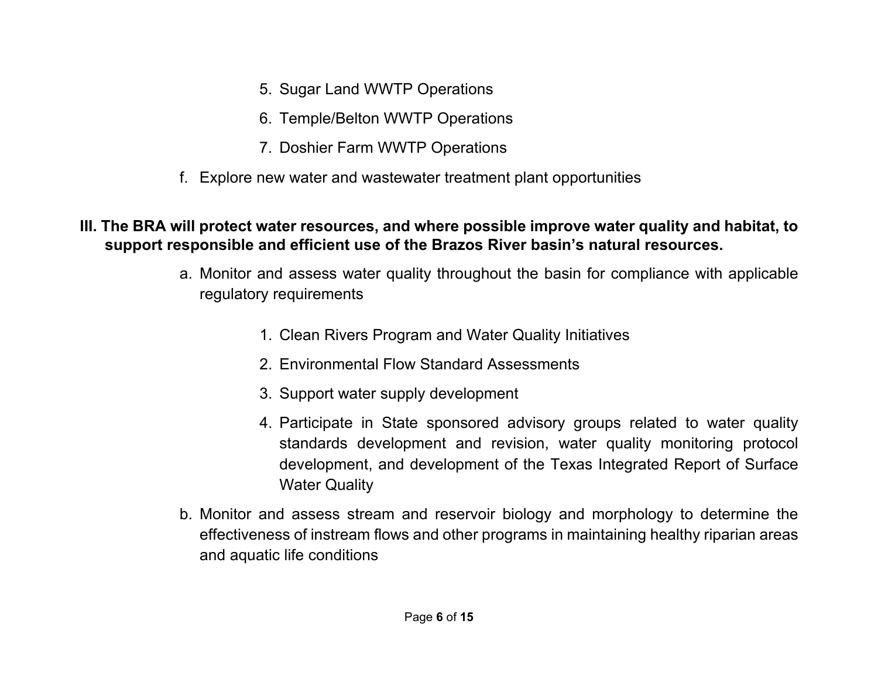5. Sugar Land WWTP Operations
6. Temple/Belton WWTP Operations
7. Doshier Farm WWTP Operations

f. Explore new water and wastewater treatment plant opportunities

**III. The BRA will protect water resources, and where possible improve water quality and habitat, to support responsible and efficient use of the Brazos River basin's natural resources.**

a. Monitor and assess water quality throughout the basin for compliance with applicable regulatory requirements

1. Clean Rivers Program and Water Quality Initiatives
2. Environmental Flow Standard Assessments
3. Support water supply development
4. Participate in State sponsored advisory groups related to water quality standards development and revision, water quality monitoring protocol development, and development of the Texas Integrated Report of Surface Water Quality

b. Monitor and assess stream and reservoir biology and morphology to determine the effectiveness of instream flows and other programs in maintaining healthy riparian areas and aquatic life conditions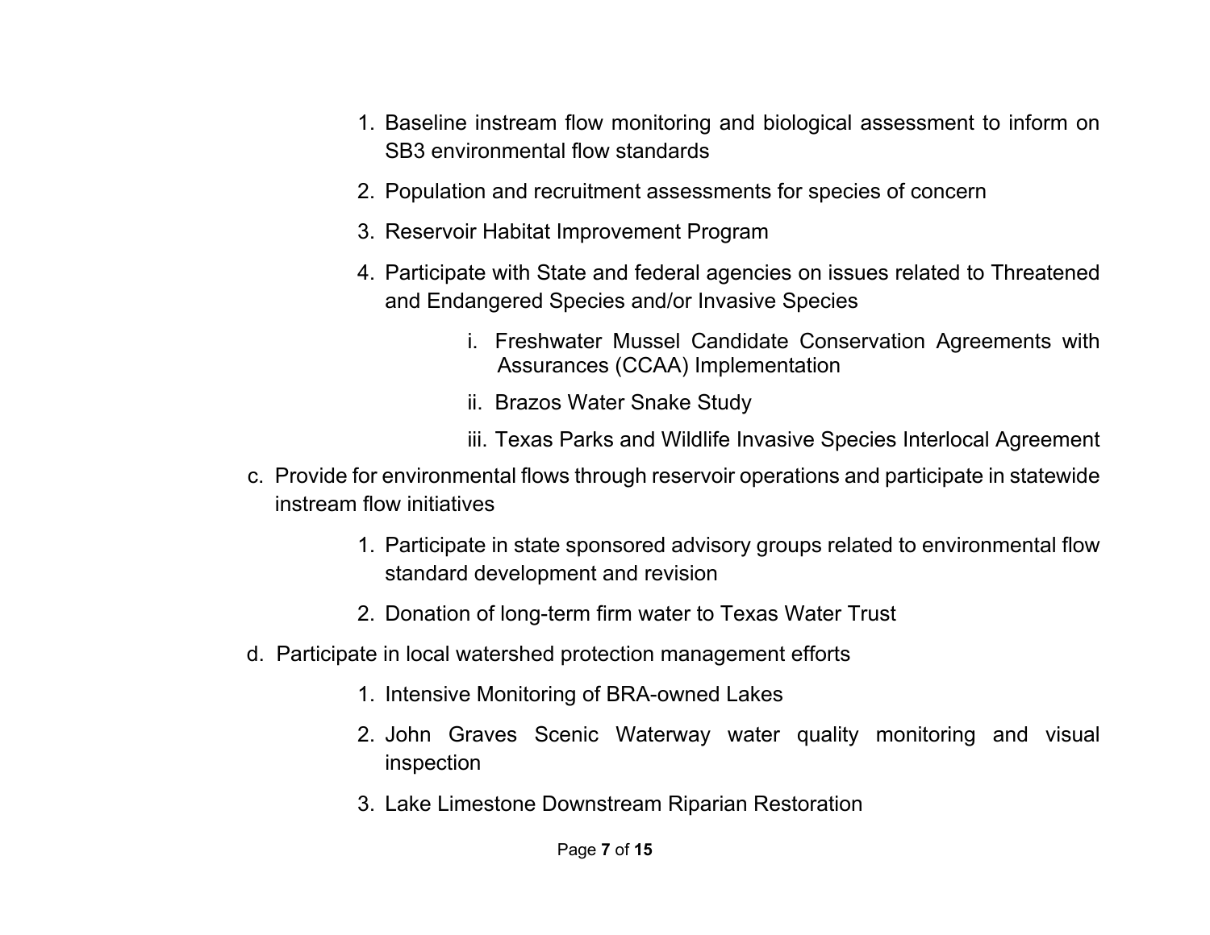1. Baseline instream flow monitoring and biological assessment to inform on SB3 environmental flow standards
2. Population and recruitment assessments for species of concern
3. Reservoir Habitat Improvement Program
4. Participate with State and federal agencies on issues related to Threatened and Endangered Species and/or Invasive Species
    - i. Freshwater Mussel Candidate Conservation Agreements with Assurances (CCAA) Implementation
    - ii. Brazos Water Snake Study
    - iii. Texas Parks and Wildlife Invasive Species Interlocal Agreement

c. Provide for environmental flows through reservoir operations and participate in statewide instream flow initiatives

1. Participate in state sponsored advisory groups related to environmental flow standard development and revision
2. Donation of long-term firm water to Texas Water Trust

d. Participate in local watershed protection management efforts

1. Intensive Monitoring of BRA-owned Lakes
2. John Graves Scenic Waterway water quality monitoring and visual inspection
3. Lake Limestone Downstream Riparian Restoration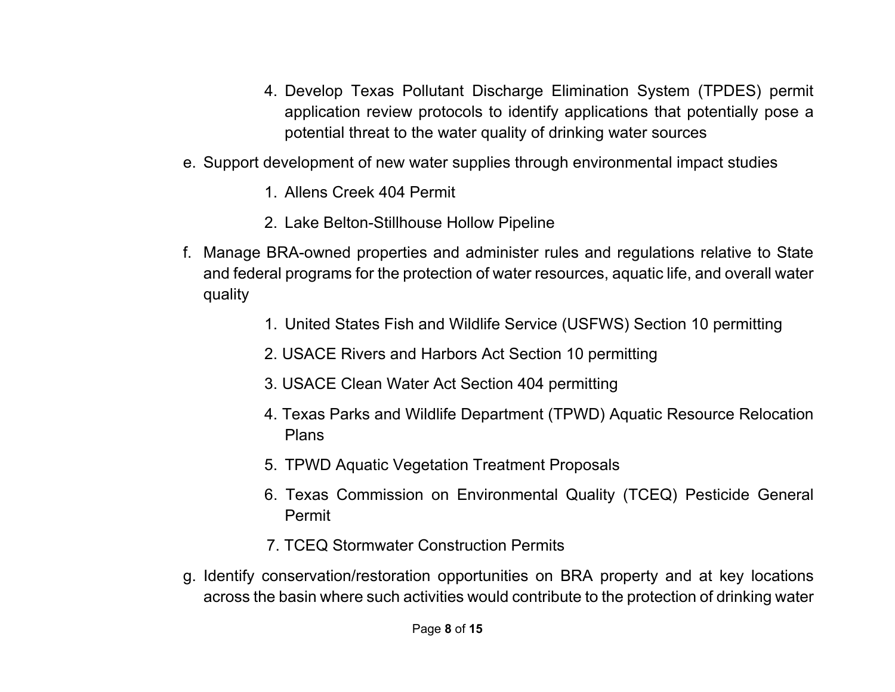4. Develop Texas Pollutant Discharge Elimination System (TPDES) permit application review protocols to identify applications that potentially pose a potential threat to the water quality of drinking water sources

e. Support development of new water supplies through environmental impact studies

    1. Allens Creek 404 Permit
    2. Lake Belton-Stillhouse Hollow Pipeline

f. Manage BRA-owned properties and administer rules and regulations relative to State and federal programs for the protection of water resources, aquatic life, and overall water quality

    1. United States Fish and Wildlife Service (USFWS) Section 10 permitting
    2. USACE Rivers and Harbors Act Section 10 permitting
    3. USACE Clean Water Act Section 404 permitting
    4. Texas Parks and Wildlife Department (TPWD) Aquatic Resource Relocation Plans
    5. TPWD Aquatic Vegetation Treatment Proposals
    6. Texas Commission on Environmental Quality (TCEQ) Pesticide General Permit
    7. TCEQ Stormwater Construction Permits

g. Identify conservation/restoration opportunities on BRA property and at key locations across the basin where such activities would contribute to the protection of drinking water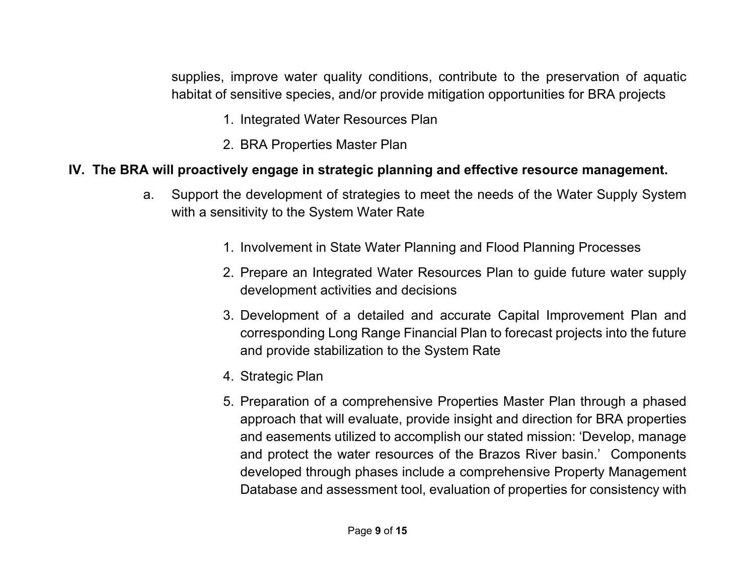supplies, improve water quality conditions, contribute to the preservation of aquatic habitat of sensitive species, and/or provide mitigation opportunities for BRA projects

1. Integrated Water Resources Plan
2. BRA Properties Master Plan

**IV. The BRA will proactively engage in strategic planning and effective resource management.**

a. Support the development of strategies to meet the needs of the Water Supply System with a sensitivity to the System Water Rate

    1. Involvement in State Water Planning and Flood Planning Processes
    2. Prepare an Integrated Water Resources Plan to guide future water supply development activities and decisions
    3. Development of a detailed and accurate Capital Improvement Plan and corresponding Long Range Financial Plan to forecast projects into the future and provide stabilization to the System Rate
    4. Strategic Plan
    5. Preparation of a comprehensive Properties Master Plan through a phased approach that will evaluate, provide insight and direction for BRA properties and easements utilized to accomplish our stated mission: 'Develop, manage and protect the water resources of the Brazos River basin.' Components developed through phases include a comprehensive Property Management Database and assessment tool, evaluation of properties for consistency with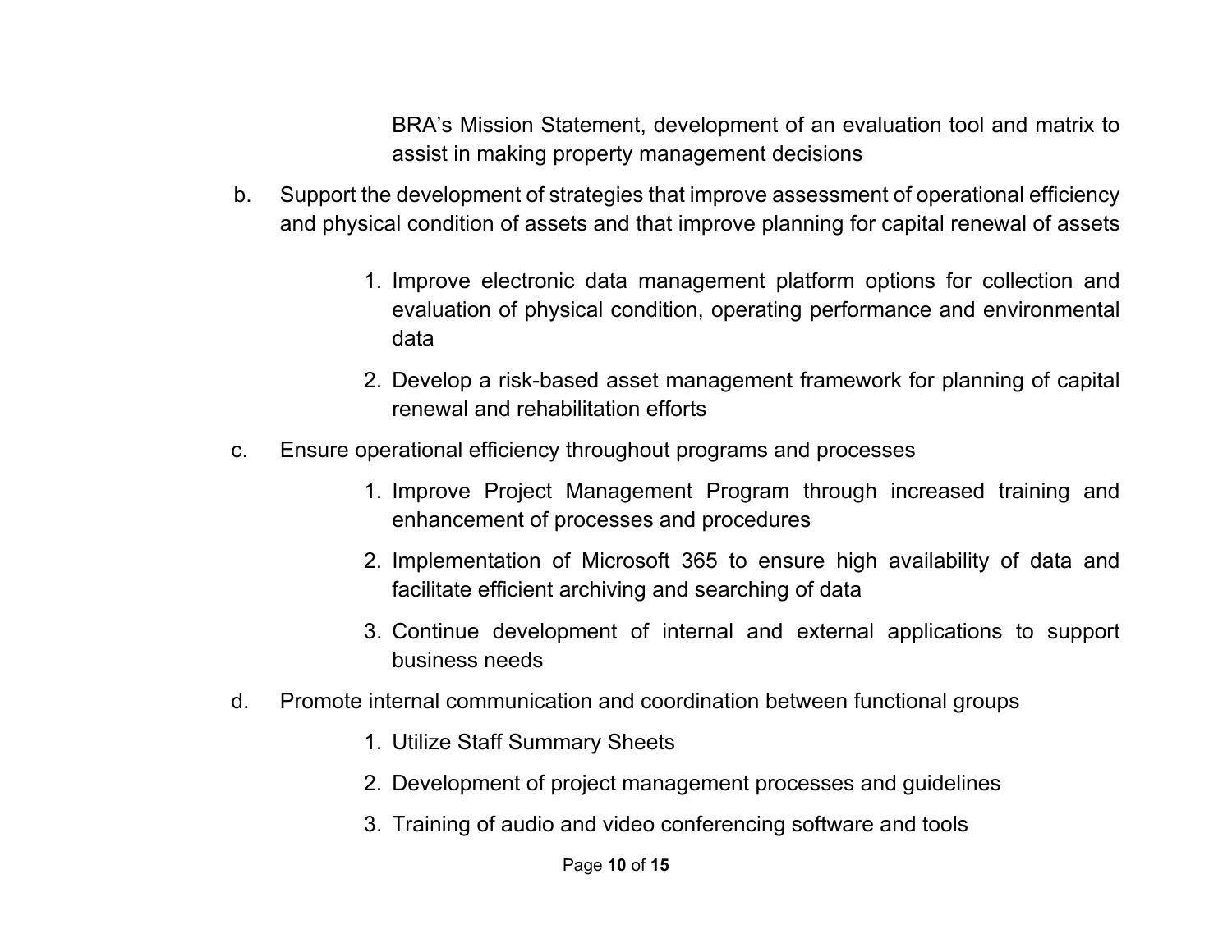BRA's Mission Statement, development of an evaluation tool and matrix to assist in making property management decisions

b. Support the development of strategies that improve assessment of operational efficiency and physical condition of assets and that improve planning for capital renewal of assets

    1. Improve electronic data management platform options for collection and evaluation of physical condition, operating performance and environmental data

    2. Develop a risk-based asset management framework for planning of capital renewal and rehabilitation efforts

c. Ensure operational efficiency throughout programs and processes

    1. Improve Project Management Program through increased training and enhancement of processes and procedures

    2. Implementation of Microsoft 365 to ensure high availability of data and facilitate efficient archiving and searching of data

    3. Continue development of internal and external applications to support business needs

d. Promote internal communication and coordination between functional groups

    1. Utilize Staff Summary Sheets

    2. Development of project management processes and guidelines

    3. Training of audio and video conferencing software and tools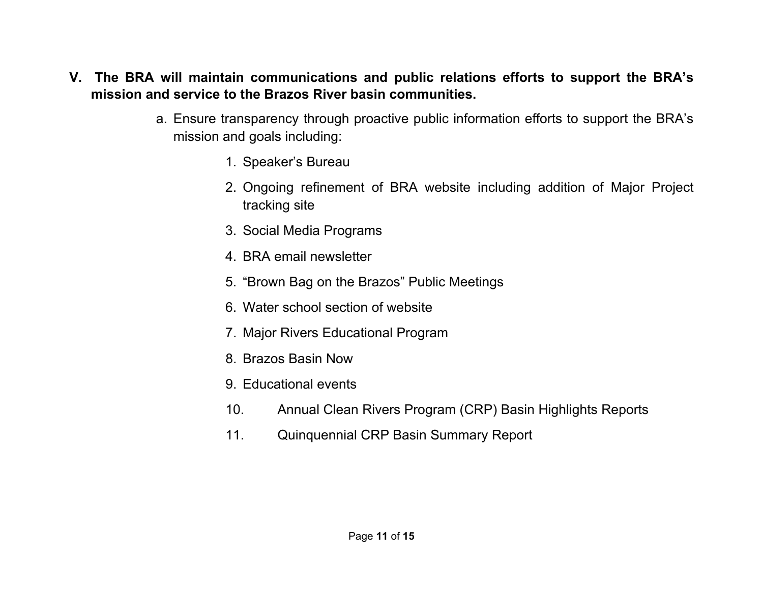**V. The BRA will maintain communications and public relations efforts to support the BRA's mission and service to the Brazos River basin communities.**

a. Ensure transparency through proactive public information efforts to support the BRA's mission and goals including:

1. Speaker's Bureau
2. Ongoing refinement of BRA website including addition of Major Project tracking site
3. Social Media Programs
4. BRA email newsletter
5. "Brown Bag on the Brazos" Public Meetings
6. Water school section of website
7. Major Rivers Educational Program
8. Brazos Basin Now
9. Educational events
10. Annual Clean Rivers Program (CRP) Basin Highlights Reports
11. Quinquennial CRP Basin Summary Report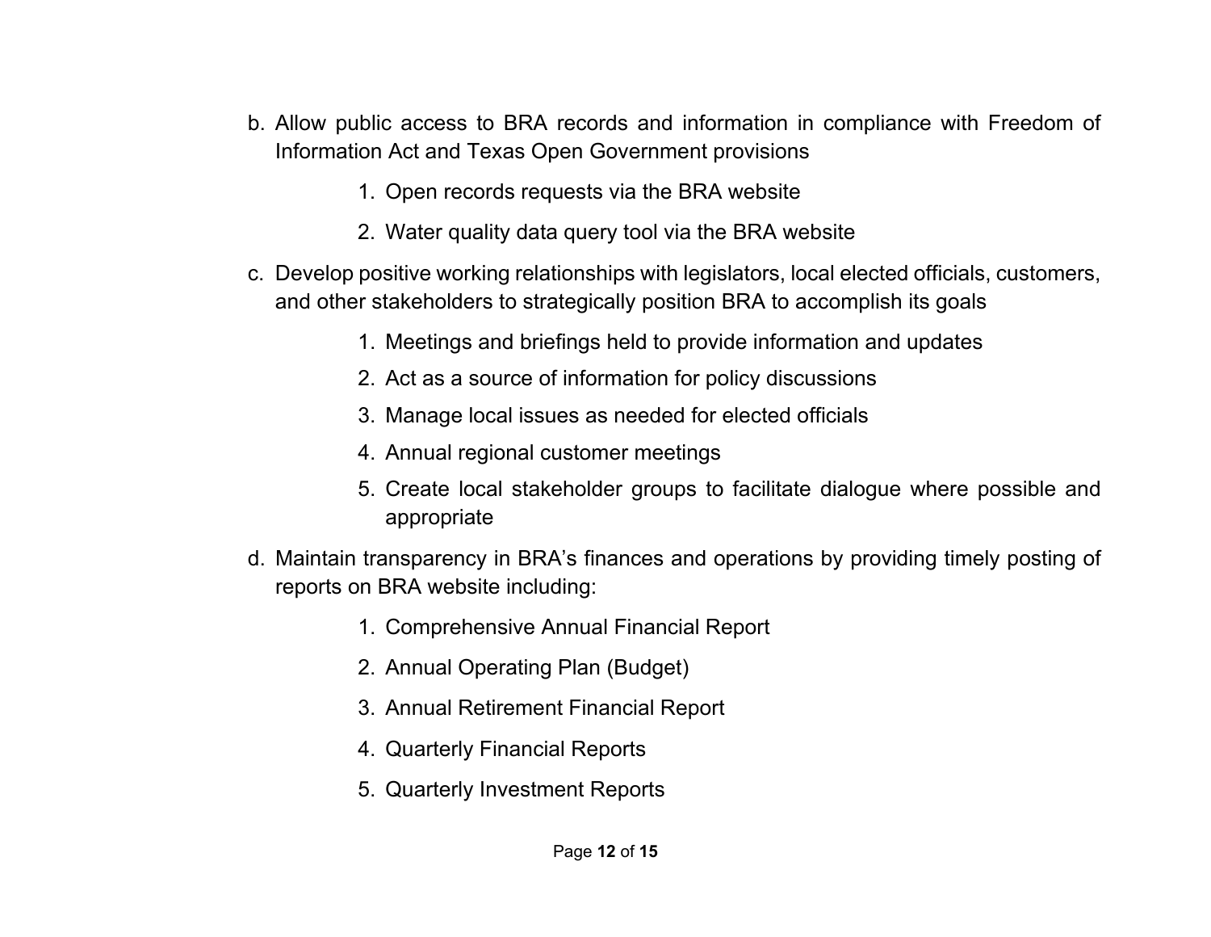b. Allow public access to BRA records and information in compliance with Freedom of Information Act and Texas Open Government provisions

    1. Open records requests via the BRA website
    2. Water quality data query tool via the BRA website

c. Develop positive working relationships with legislators, local elected officials, customers, and other stakeholders to strategically position BRA to accomplish its goals

    1. Meetings and briefings held to provide information and updates
    2. Act as a source of information for policy discussions
    3. Manage local issues as needed for elected officials
    4. Annual regional customer meetings
    5. Create local stakeholder groups to facilitate dialogue where possible and appropriate

d. Maintain transparency in BRA's finances and operations by providing timely posting of reports on BRA website including:

    1. Comprehensive Annual Financial Report
    2. Annual Operating Plan (Budget)
    3. Annual Retirement Financial Report
    4. Quarterly Financial Reports
    5. Quarterly Investment Reports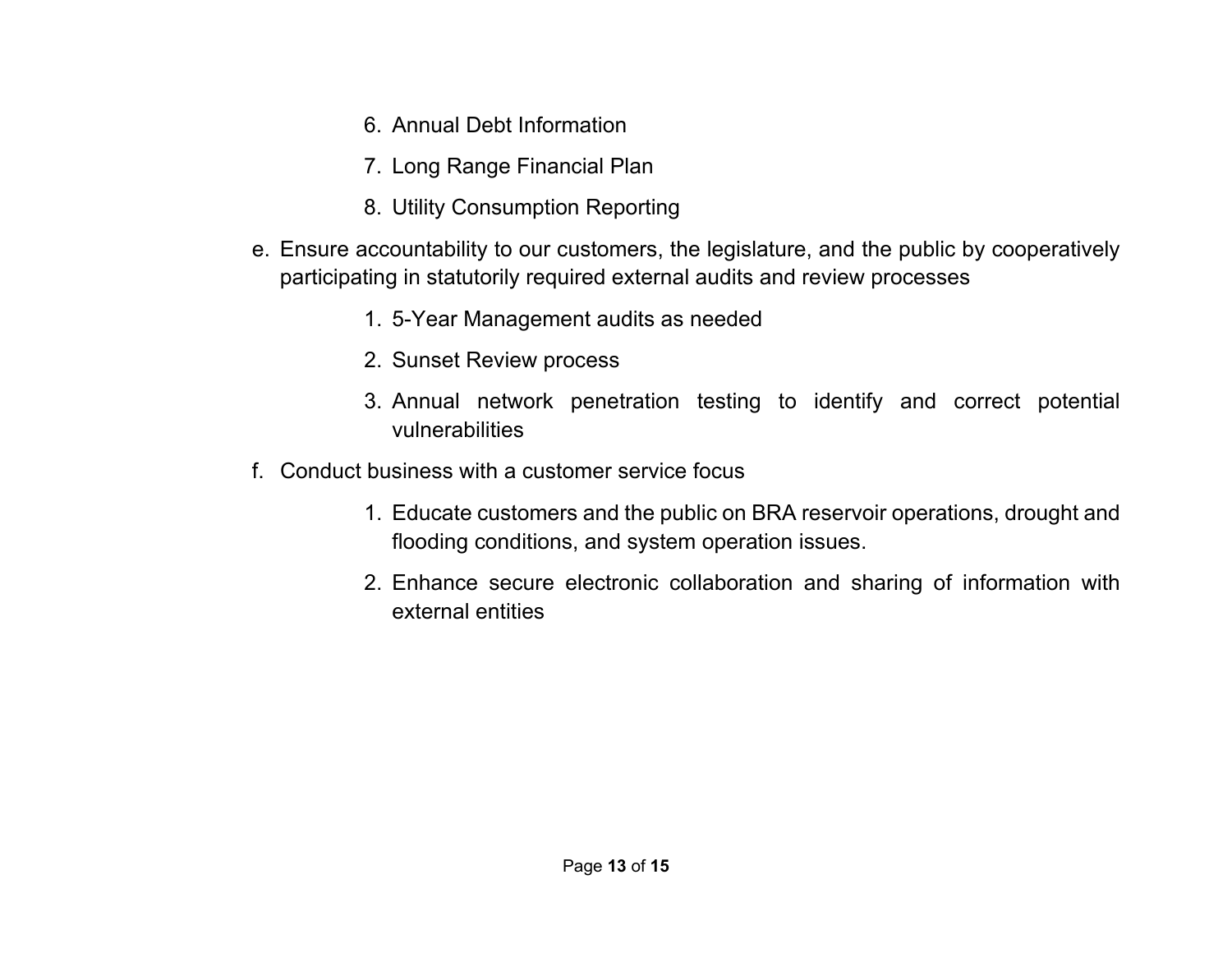6. Annual Debt Information
7. Long Range Financial Plan
8. Utility Consumption Reporting

e. Ensure accountability to our customers, the legislature, and the public by cooperatively participating in statutorily required external audits and review processes

    1. 5-Year Management audits as needed
    2. Sunset Review process
    3. Annual network penetration testing to identify and correct potential vulnerabilities

f. Conduct business with a customer service focus

    1. Educate customers and the public on BRA reservoir operations, drought and flooding conditions, and system operation issues.
    2. Enhance secure electronic collaboration and sharing of information with external entities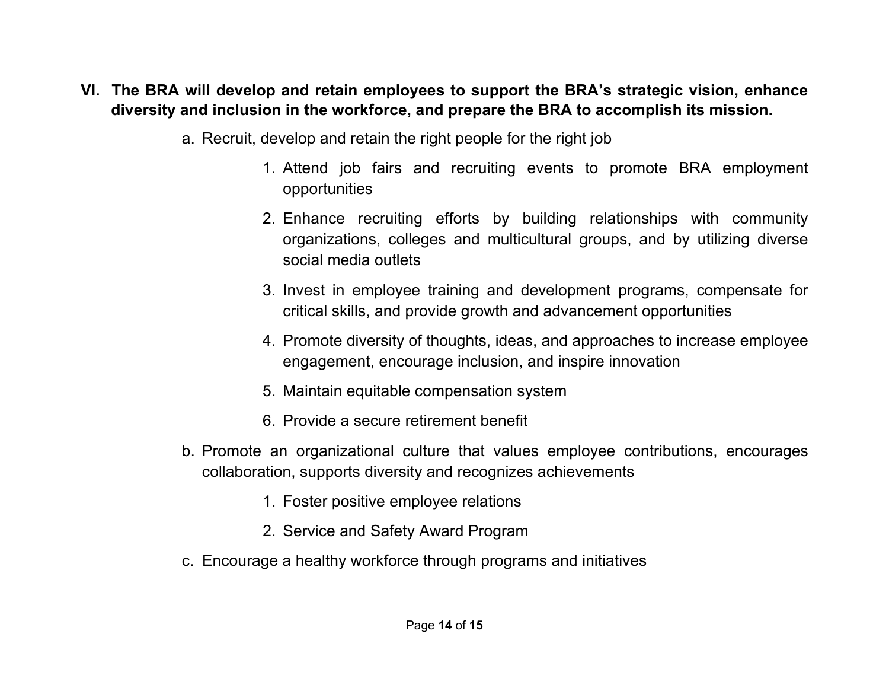**VI. The BRA will develop and retain employees to support the BRA's strategic vision, enhance diversity and inclusion in the workforce, and prepare the BRA to accomplish its mission.**

a. Recruit, develop and retain the right people for the right job

   1. Attend job fairs and recruiting events to promote BRA employment opportunities

   2. Enhance recruiting efforts by building relationships with community organizations, colleges and multicultural groups, and by utilizing diverse social media outlets

   3. Invest in employee training and development programs, compensate for critical skills, and provide growth and advancement opportunities

   4. Promote diversity of thoughts, ideas, and approaches to increase employee engagement, encourage inclusion, and inspire innovation

   5. Maintain equitable compensation system

   6. Provide a secure retirement benefit

b. Promote an organizational culture that values employee contributions, encourages collaboration, supports diversity and recognizes achievements

   1. Foster positive employee relations

   2. Service and Safety Award Program

c. Encourage a healthy workforce through programs and initiatives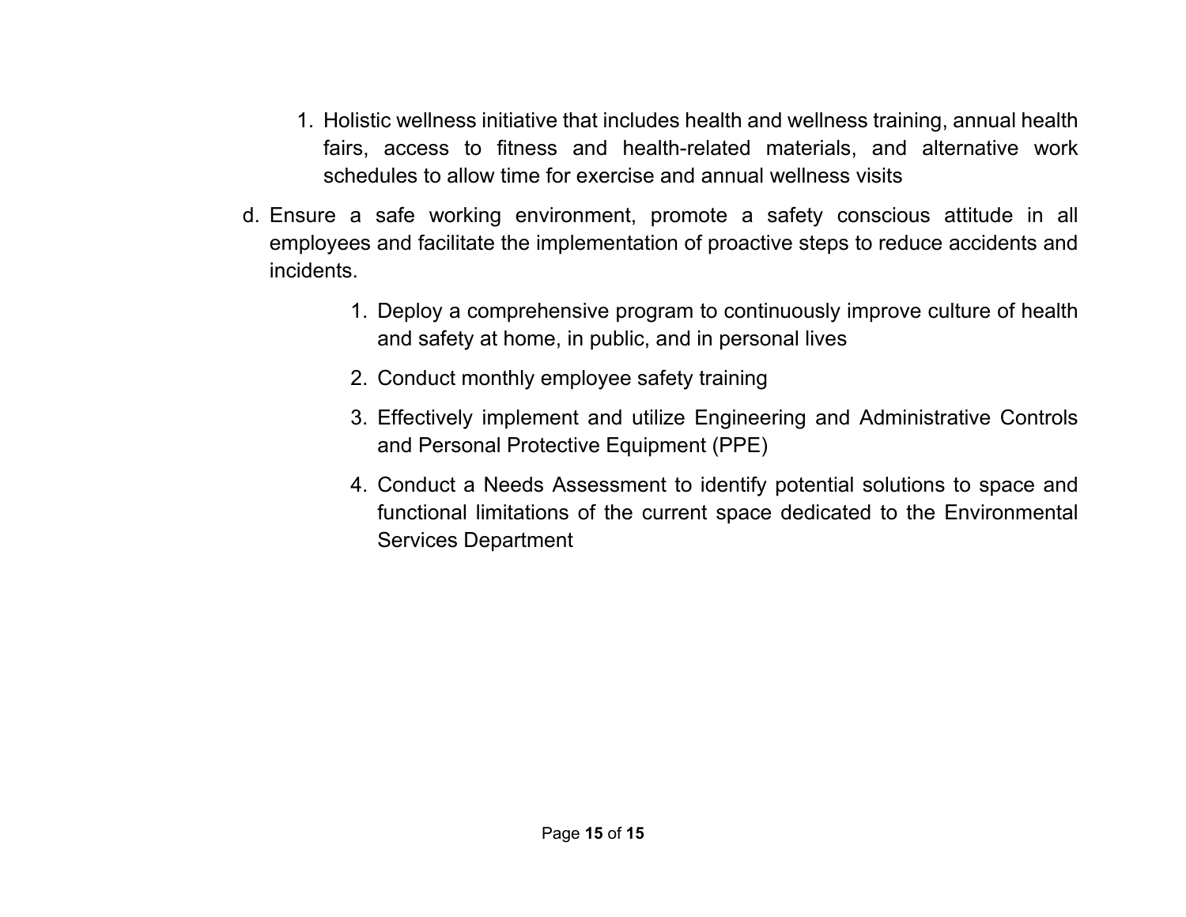1. Holistic wellness initiative that includes health and wellness training, annual health fairs, access to fitness and health-related materials, and alternative work schedules to allow time for exercise and annual wellness visits

d. Ensure a safe working environment, promote a safety conscious attitude in all employees and facilitate the implementation of proactive steps to reduce accidents and incidents.

    1. Deploy a comprehensive program to continuously improve culture of health and safety at home, in public, and in personal lives
    2. Conduct monthly employee safety training
    3. Effectively implement and utilize Engineering and Administrative Controls and Personal Protective Equipment (PPE)
    4. Conduct a Needs Assessment to identify potential solutions to space and functional limitations of the current space dedicated to the Environmental Services Department